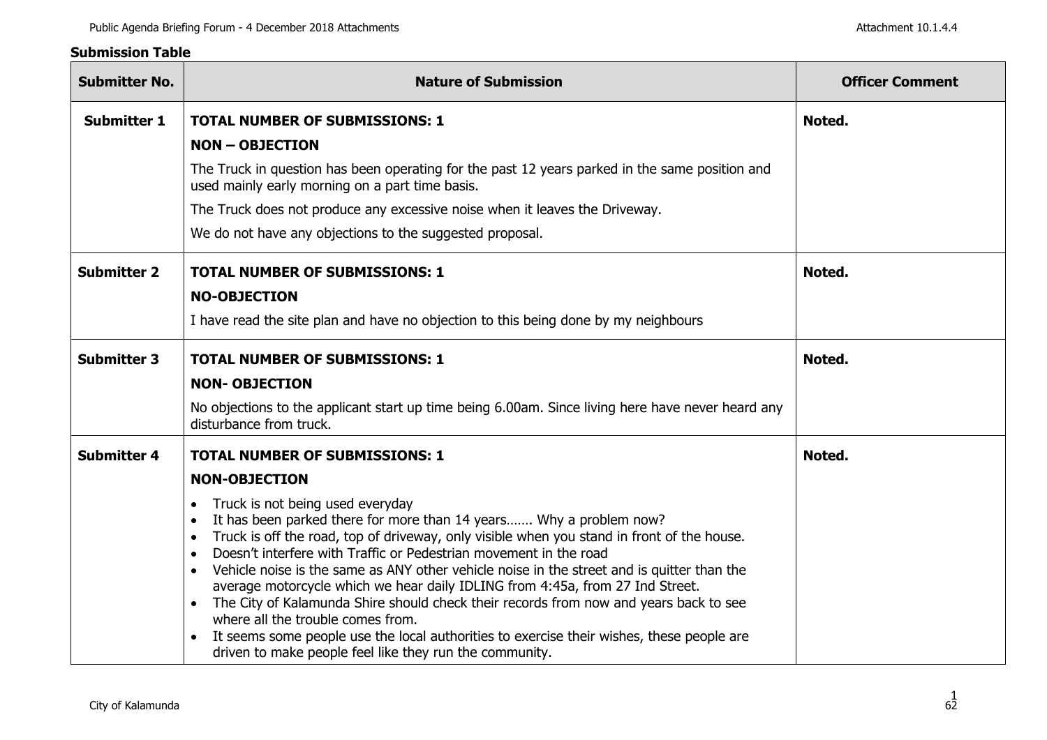**Submission Table**

| Submitter No. | Nature of Submission | Officer Comment |
|---|---|---|
| **Submitter 1** | **TOTAL NUMBER OF SUBMISSIONS: 1**<br>**NON – OBJECTION**<br>The Truck in question has been operating for the past 12 years parked in the same position and used mainly early morning on a part time basis.<br>The Truck does not produce any excessive noise when it leaves the Driveway.<br>We do not have any objections to the suggested proposal. | **Noted.** |
| **Submitter 2** | **TOTAL NUMBER OF SUBMISSIONS: 1**<br>**NO-OBJECTION**<br>I have read the site plan and have no objection to this being done by my neighbours | **Noted.** |
| **Submitter 3** | **TOTAL NUMBER OF SUBMISSIONS: 1**<br>**NON- OBJECTION**<br>No objections to the applicant start up time being 6.00am. Since living here have never heard any disturbance from truck. | **Noted.** |
| **Submitter 4** | **TOTAL NUMBER OF SUBMISSIONS: 1**<br>**NON-OBJECTION**<br>• Truck is not being used everyday<br>• It has been parked there for more than 14 years……. Why a problem now?<br>• Truck is off the road, top of driveway, only visible when you stand in front of the house.<br>• Doesn't interfere with Traffic or Pedestrian movement in the road<br>• Vehicle noise is the same as ANY other vehicle noise in the street and is quitter than the average motorcycle which we hear daily IDLING from 4:45a, from 27 Ind Street.<br>• The City of Kalamunda Shire should check their records from now and years back to see where all the trouble comes from.<br>• It seems some people use the local authorities to exercise their wishes, these people are driven to make people feel like they run the community. | **Noted.** |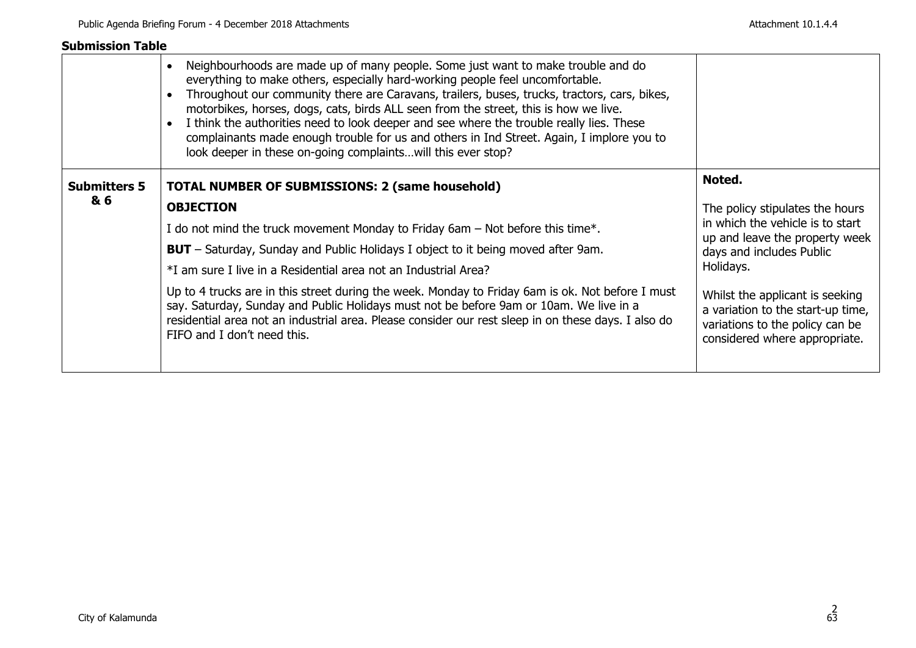## Submission Table

| | | |
|---|---|---|
| | • Neighbourhoods are made up of many people. Some just want to make trouble and do everything to make others, especially hard-working people feel uncomfortable.<br>• Throughout our community there are Caravans, trailers, buses, trucks, tractors, cars, bikes, motorbikes, horses, dogs, cats, birds ALL seen from the street, this is how we live.<br>• I think the authorities need to look deeper and see where the trouble really lies. These complainants made enough trouble for us and others in Ind Street. Again, I implore you to look deeper in these on-going complaints…will this ever stop? | |
| **Submitters 5 & 6** | **TOTAL NUMBER OF SUBMISSIONS: 2 (same household)**<br><br>**OBJECTION**<br><br>I do not mind the truck movement Monday to Friday 6am – Not before this time*.<br><br>**BUT** – Saturday, Sunday and Public Holidays I object to it being moved after 9am.<br><br>*I am sure I live in a Residential area not an Industrial Area?<br><br>Up to 4 trucks are in this street during the week. Monday to Friday 6am is ok. Not before I must say. Saturday, Sunday and Public Holidays must not be before 9am or 10am. We live in a residential area not an industrial area. Please consider our rest sleep in on these days. I also do FIFO and I don't need this. | **Noted.**<br><br>The policy stipulates the hours in which the vehicle is to start up and leave the property week days and includes Public Holidays.<br><br>Whilst the applicant is seeking a variation to the start-up time, variations to the policy can be considered where appropriate. |